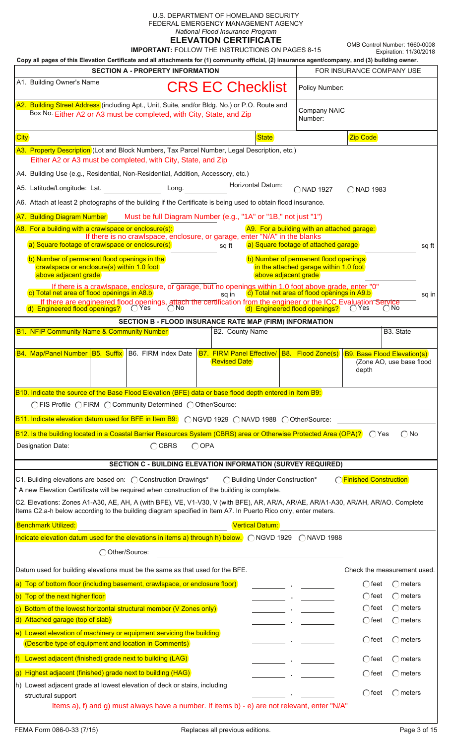U.S. DEPARTMENT OF HOMELAND SECURITY
FEDERAL EMERGENCY MANAGEMENT AGENCY
*National Flood Insurance Program*

# ELEVATION CERTIFICATE

**IMPORTANT:** FOLLOW THE INSTRUCTIONS ON PAGES 8-15

OMB Control Number: 1660-0008
Expiration: 11/30/2018

**Copy all pages of this Elevation Certificate and all attachments for (1) community official, (2) insurance agent/company, and (3) building owner.**

## SECTION A - PROPERTY INFORMATION

FOR INSURANCE COMPANY USE

# CRS EC Checklist

A1. Building Owner's Name

Policy Number:

A2. Building Street Address (including Apt., Unit, Suite, and/or Bldg. No.) or P.O. Route and Box No. Either A2 or A3 must be completed, with City, State, and Zip

Company NAIC Number:

City | State | Zip Code

A3. Property Description (Lot and Block Numbers, Tax Parcel Number, Legal Description, etc.)
Either A2 or A3 must be completed, with City, State, and Zip

A4. Building Use (e.g., Residential, Non-Residential, Addition, Accessory, etc.)

A5. Latitude/Longitude: Lat. ______ Long. ______ Horizontal Datum: ◯ NAD 1927 ◯ NAD 1983

A6. Attach at least 2 photographs of the building if the Certificate is being used to obtain flood insurance.

A7. Building Diagram Number — Must be full Diagram Number (e.g., "1A" or "1B," not just "1")

If there is no crawlspace, enclosure, or garage, enter "N/A" in the blanks

If there is a crawlspace, enclosure, or garage, but no openings within 1.0 foot above grade, enter "0"

If there are engineered flood openings, attach the certification from the engineer or the ICC Evaluation Service

A8. For a building with a crawlspace or enclosure(s):

a) Square footage of crawlspace or enclosure(s) ______ sq ft

b) Number of permanent flood openings in the crawlspace or enclosure(s) within 1.0 foot above adjacent grade ______

c) Total net area of flood openings in A8.b ______ sq in

d) Engineered flood openings? ◯ Yes ◯ No

A9. For a building with an attached garage:

a) Square footage of attached garage ______ sq ft

b) Number of permanent flood openings in the attached garage within 1.0 foot above adjacent grade ______

c) Total net area of flood openings in A9.b ______ sq in

d) Engineered flood openings? ◯ Yes ◯ No

## SECTION B - FLOOD INSURANCE RATE MAP (FIRM) INFORMATION

| B1. NFIP Community Name & Community Number | | | B2. County Name | | B3. State |
|---|---|---|---|---|---|
| | | | | | |

| B4. Map/Panel Number | B5. Suffix | B6. FIRM Index Date | B7. FIRM Panel Effective/ Revised Date | B8. Flood Zone(s) | B9. Base Flood Elevation(s) (Zone AO, use base flood depth |
|---|---|---|---|---|---|
| | | | | | |

B10. Indicate the source of the Base Flood Elevation (BFE) data or base flood depth entered in Item B9:
◯ FIS Profile ◯ FIRM ◯ Community Determined ◯ Other/Source: ______

B11. Indicate elevation datum used for BFE in Item B9: ◯ NGVD 1929 ◯ NAVD 1988 ◯ Other/Source: ______

B12. Is the building located in a Coastal Barrier Resources System (CBRS) area or Otherwise Protected Area (OPA)? ◯ Yes ◯ No

Designation Date: ______ ◯ CBRS ◯ OPA

## SECTION C - BUILDING ELEVATION INFORMATION (SURVEY REQUIRED)

C1. Building elevations are based on: ◯ Construction Drawings* ◯ Building Under Construction* ◯ Finished Construction

\* A new Elevation Certificate will be required when construction of the building is complete.

C2. Elevations: Zones A1-A30, AE, AH, A (with BFE), VE, V1-V30, V (with BFE), AR, AR/A, AR/AE, AR/A1-A30, AR/AH, AR/AO. Complete Items C2.a-h below according to the building diagram specified in Item A7. In Puerto Rico only, enter meters.

Benchmark Utilized: ______ Vertical Datum: ______

Indicate elevation datum used for the elevations in items a) through h) below. ◯ NGVD 1929 ◯ NAVD 1988

◯ Other/Source: ______

Datum used for building elevations must be the same as that used for the BFE.

| Item | Elevation | Check the measurement used. |
|---|---|---|
| a) Top of bottom floor (including basement, crawlspace, or enclosure floor) | ____ . ____ | ◯ feet ◯ meters |
| b) Top of the next higher floor | ____ . ____ | ◯ feet ◯ meters |
| c) Bottom of the lowest horizontal structural member (V Zones only) | ____ . ____ | ◯ feet ◯ meters |
| d) Attached garage (top of slab) | ____ . ____ | ◯ feet ◯ meters |
| e) Lowest elevation of machinery or equipment servicing the building (Describe type of equipment and location in Comments) | ____ . ____ | ◯ feet ◯ meters |
| f) Lowest adjacent (finished) grade next to building (LAG) | ____ . ____ | ◯ feet ◯ meters |
| g) Highest adjacent (finished) grade next to building (HAG) | ____ . ____ | ◯ feet ◯ meters |
| h) Lowest adjacent grade at lowest elevation of deck or stairs, including structural support | ____ . ____ | ◯ feet ◯ meters |

Items a), f) and g) must always have a number. If items b) - e) are not relevant, enter "N/A"

FEMA Form 086-0-33 (7/15) Replaces all previous editions.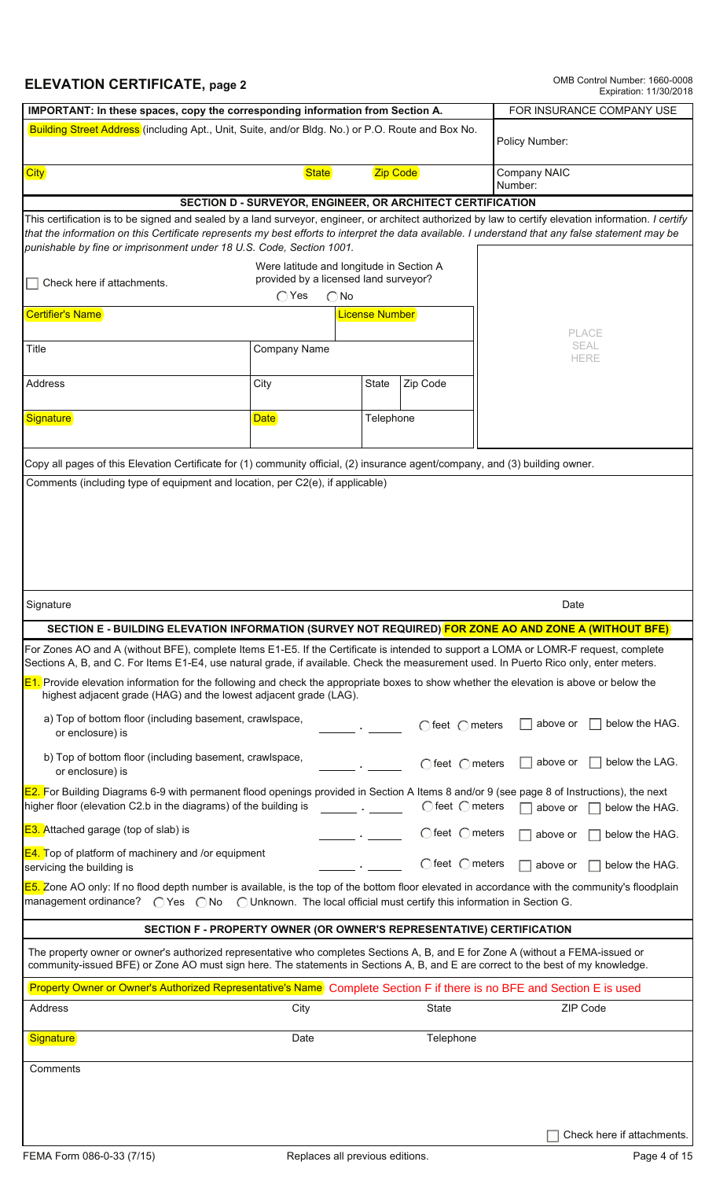# ELEVATION CERTIFICATE, page 2

OMB Control Number: 1660-0008
Expiration: 11/30/2018

| IMPORTANT: In these spaces, copy the corresponding information from Section A. | | | FOR INSURANCE COMPANY USE |
|---|---|---|---|
| Building Street Address (including Apt., Unit, Suite, and/or Bldg. No.) or P.O. Route and Box No. | | | Policy Number: |
| City | State | Zip Code | Company NAIC Number: |

## SECTION D - SURVEYOR, ENGINEER, OR ARCHITECT CERTIFICATION

This certification is to be signed and sealed by a land surveyor, engineer, or architect authorized by law to certify elevation information. *I certify that the information on this Certificate represents my best efforts to interpret the data available. I understand that any false statement may be punishable by fine or imprisonment under 18 U.S. Code, Section 1001.*

☐ Check here if attachments.

Were latitude and longitude in Section A provided by a licensed land surveyor? ◯ Yes ◯ No

| Certifier's Name | | License Number | | PLACE SEAL HERE |
|---|---|---|---|---|
| Title | Company Name | | | |
| Address | City | State | Zip Code | |
| Signature | Date | Telephone | | |

Copy all pages of this Elevation Certificate for (1) community official, (2) insurance agent/company, and (3) building owner.

Comments (including type of equipment and location, per C2(e), if applicable)

Signature | Date

## SECTION E - BUILDING ELEVATION INFORMATION (SURVEY NOT REQUIRED) FOR ZONE AO AND ZONE A (WITHOUT BFE)

For Zones AO and A (without BFE), complete Items E1-E5. If the Certificate is intended to support a LOMA or LOMR-F request, complete Sections A, B, and C. For Items E1-E4, use natural grade, if available. Check the measurement used. In Puerto Rico only, enter meters.

**E1.** Provide elevation information for the following and check the appropriate boxes to show whether the elevation is above or below the highest adjacent grade (HAG) and the lowest adjacent grade (LAG).

a) Top of bottom floor (including basement, crawlspace, or enclosure) is ______ . ______ ◯ feet ◯ meters ☐ above or ☐ below the HAG.

b) Top of bottom floor (including basement, crawlspace, or enclosure) is ______ . ______ ◯ feet ◯ meters ☐ above or ☐ below the LAG.

**E2.** For Building Diagrams 6-9 with permanent flood openings provided in Section A Items 8 and/or 9 (see page 8 of Instructions), the next higher floor (elevation C2.b in the diagrams) of the building is ______ . ______ ◯ feet ◯ meters ☐ above or ☐ below the HAG.

**E3.** Attached garage (top of slab) is ______ . ______ ◯ feet ◯ meters ☐ above or ☐ below the HAG.

**E4.** Top of platform of machinery and /or equipment servicing the building is ______ . ______ ◯ feet ◯ meters ☐ above or ☐ below the HAG.

**E5.** Zone AO only: If no flood depth number is available, is the top of the bottom floor elevated in accordance with the community's floodplain management ordinance? ◯ Yes ◯ No ◯ Unknown. The local official must certify this information in Section G.

## SECTION F - PROPERTY OWNER (OR OWNER'S REPRESENTATIVE) CERTIFICATION

The property owner or owner's authorized representative who completes Sections A, B, and E for Zone A (without a FEMA-issued or community-issued BFE) or Zone AO must sign here. The statements in Sections A, B, and E are correct to the best of my knowledge.

Property Owner or Owner's Authorized Representative's Name Complete Section F if there is no BFE and Section E is used

| Address | City | State | ZIP Code |
|---|---|---|---|
| Signature | Date | Telephone | |

Comments

☐ Check here if attachments.

FEMA Form 086-0-33 (7/15) Replaces all previous editions.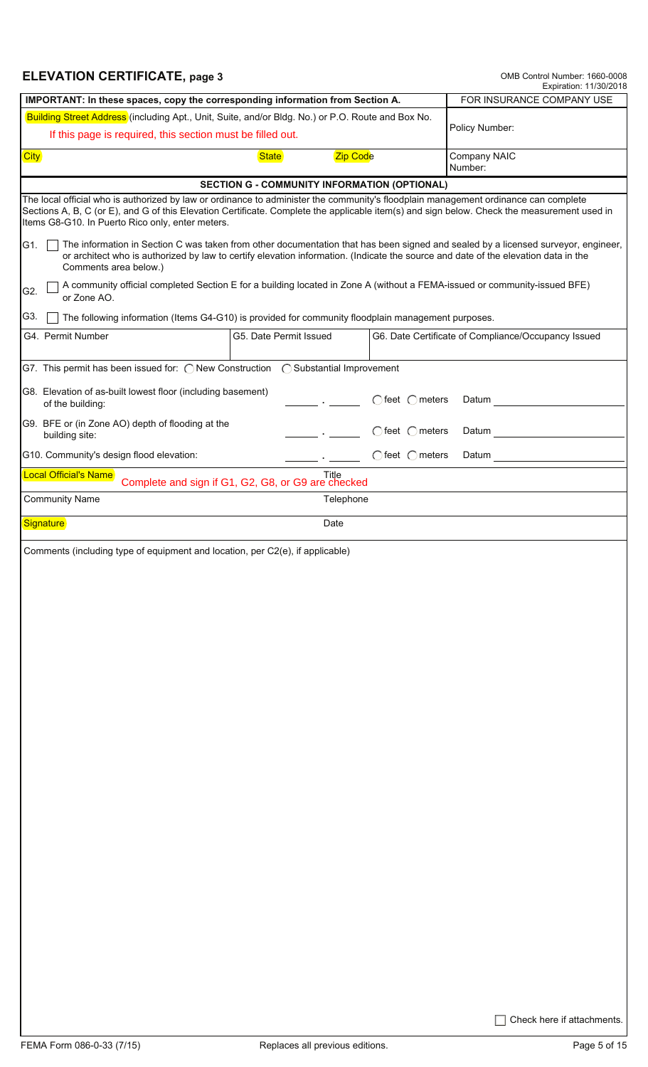# ELEVATION CERTIFICATE, page 3

OMB Control Number: 1660-0008
Expiration: 11/30/2018

| IMPORTANT: In these spaces, copy the corresponding information from Section A. | | | FOR INSURANCE COMPANY USE |
|---|---|---|---|
| Building Street Address (including Apt., Unit, Suite, and/or Bldg. No.) or P.O. Route and Box No. If this page is required, this section must be filled out. | | | Policy Number: |
| City | State | Zip Code | Company NAIC Number: |

## SECTION G - COMMUNITY INFORMATION (OPTIONAL)

The local official who is authorized by law or ordinance to administer the community's floodplain management ordinance can complete Sections A, B, C (or E), and G of this Elevation Certificate. Complete the applicable item(s) and sign below. Check the measurement used in Items G8-G10. In Puerto Rico only, enter meters.

G1. ☐ The information in Section C was taken from other documentation that has been signed and sealed by a licensed surveyor, engineer, or architect who is authorized by law to certify elevation information. (Indicate the source and date of the elevation data in the Comments area below.)

G2. ☐ A community official completed Section E for a building located in Zone A (without a FEMA-issued or community-issued BFE) or Zone AO.

G3. ☐ The following information (Items G4-G10) is provided for community floodplain management purposes.

| G4. Permit Number | G5. Date Permit Issued | G6. Date Certificate of Compliance/Occupancy Issued |
|---|---|---|
| | | |

G7. This permit has been issued for: ◯ New Construction ◯ Substantial Improvement

G8. Elevation of as-built lowest floor (including basement) of the building: ______ . ______ ◯ feet ◯ meters Datum ____________

G9. BFE or (in Zone AO) depth of flooding at the building site: ______ . ______ ◯ feet ◯ meters Datum ____________

G10. Community's design flood elevation: ______ . ______ ◯ feet ◯ meters Datum ____________

Local Official's Name ____________ Title ____________
Complete and sign if G1, G2, G8, or G9 are checked

Community Name ____________ Telephone ____________

Signature ____________ Date ____________

Comments (including type of equipment and location, per C2(e), if applicable)

☐ Check here if attachments.

FEMA Form 086-0-33 (7/15) Replaces all previous editions.